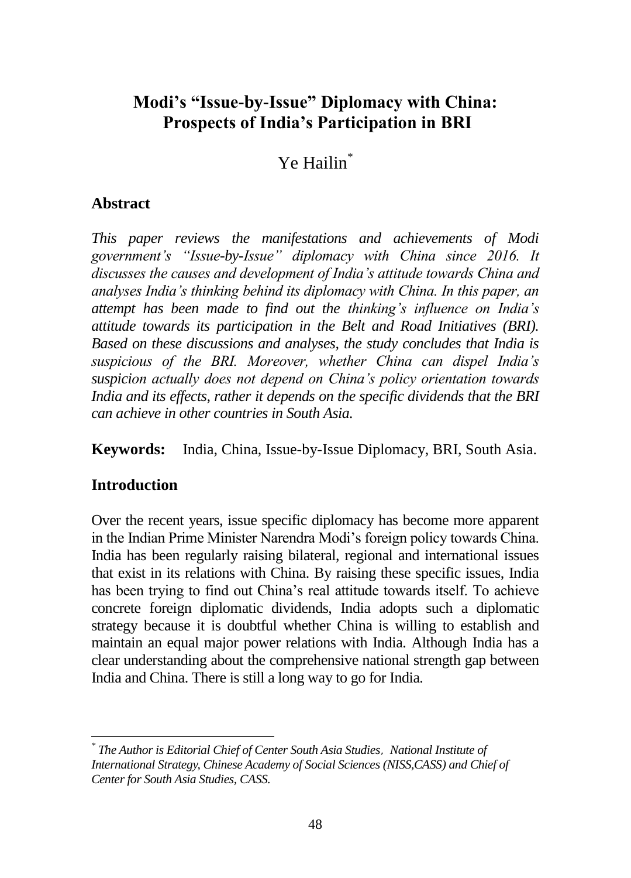# Modi's "Issue-by-Issue" Diplomacy with China: Prospects of India's Participation in BRI

Ye Hailin[*]

## Abstract

*This paper reviews the manifestations and achievements of Modi government's "Issue-by-Issue" diplomacy with China since 2016. It discusses the causes and development of India's attitude towards China and analyses India's thinking behind its diplomacy with China. In this paper, an attempt has been made to find out the thinking's influence on India's attitude towards its participation in the Belt and Road Initiatives (BRI). Based on these discussions and analyses, the study concludes that India is suspicious of the BRI. Moreover, whether China can dispel India's suspicion actually does not depend on China's policy orientation towards India and its effects, rather it depends on the specific dividends that the BRI can achieve in other countries in South Asia.*

**Keywords:** India, China, Issue-by-Issue Diplomacy, BRI, South Asia.

## Introduction

Over the recent years, issue specific diplomacy has become more apparent in the Indian Prime Minister Narendra Modi's foreign policy towards China. India has been regularly raising bilateral, regional and international issues that exist in its relations with China. By raising these specific issues, India has been trying to find out China's real attitude towards itself. To achieve concrete foreign diplomatic dividends, India adopts such a diplomatic strategy because it is doubtful whether China is willing to establish and maintain an equal major power relations with India. Although India has a clear understanding about the comprehensive national strength gap between India and China. There is still a long way to go for India.

---

[*] *The Author is Editorial Chief of Center South Asia Studies, National Institute of International Strategy, Chinese Academy of Social Sciences (NISS,CASS) and Chief of Center for South Asia Studies, CASS.*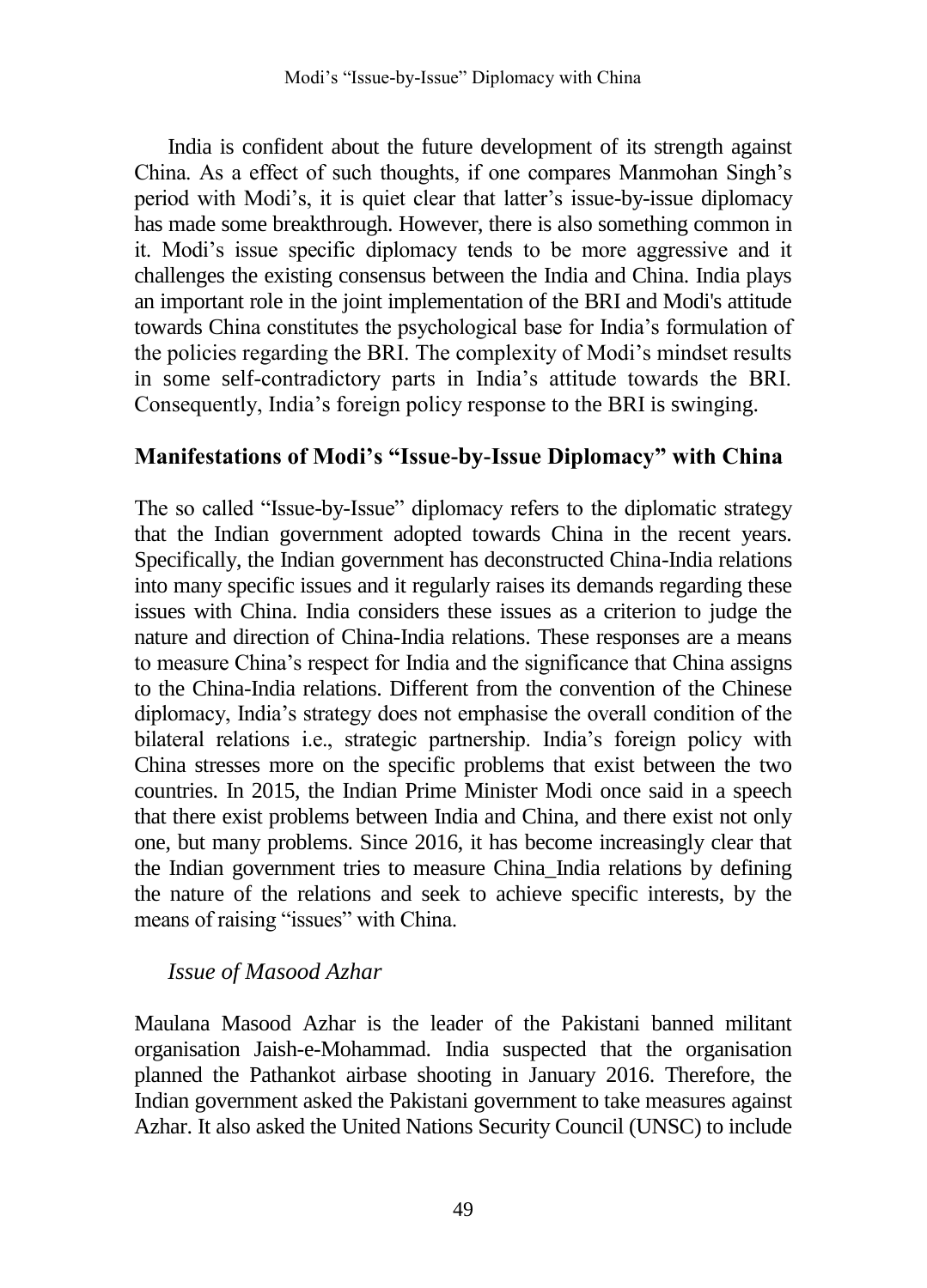India is confident about the future development of its strength against China. As a effect of such thoughts, if one compares Manmohan Singh's period with Modi's, it is quiet clear that latter's issue-by-issue diplomacy has made some breakthrough. However, there is also something common in it. Modi's issue specific diplomacy tends to be more aggressive and it challenges the existing consensus between the India and China. India plays an important role in the joint implementation of the BRI and Modi's attitude towards China constitutes the psychological base for India's formulation of the policies regarding the BRI. The complexity of Modi's mindset results in some self-contradictory parts in India's attitude towards the BRI. Consequently, India's foreign policy response to the BRI is swinging.

## Manifestations of Modi's "Issue-by-Issue Diplomacy" with China

The so called "Issue-by-Issue" diplomacy refers to the diplomatic strategy that the Indian government adopted towards China in the recent years. Specifically, the Indian government has deconstructed China-India relations into many specific issues and it regularly raises its demands regarding these issues with China. India considers these issues as a criterion to judge the nature and direction of China-India relations. These responses are a means to measure China's respect for India and the significance that China assigns to the China-India relations. Different from the convention of the Chinese diplomacy, India's strategy does not emphasise the overall condition of the bilateral relations i.e., strategic partnership. India's foreign policy with China stresses more on the specific problems that exist between the two countries. In 2015, the Indian Prime Minister Modi once said in a speech that there exist problems between India and China, and there exist not only one, but many problems. Since 2016, it has become increasingly clear that the Indian government tries to measure China_India relations by defining the nature of the relations and seek to achieve specific interests, by the means of raising "issues" with China.

### *Issue of Masood Azhar*

Maulana Masood Azhar is the leader of the Pakistani banned militant organisation Jaish-e-Mohammad. India suspected that the organisation planned the Pathankot airbase shooting in January 2016. Therefore, the Indian government asked the Pakistani government to take measures against Azhar. It also asked the United Nations Security Council (UNSC) to include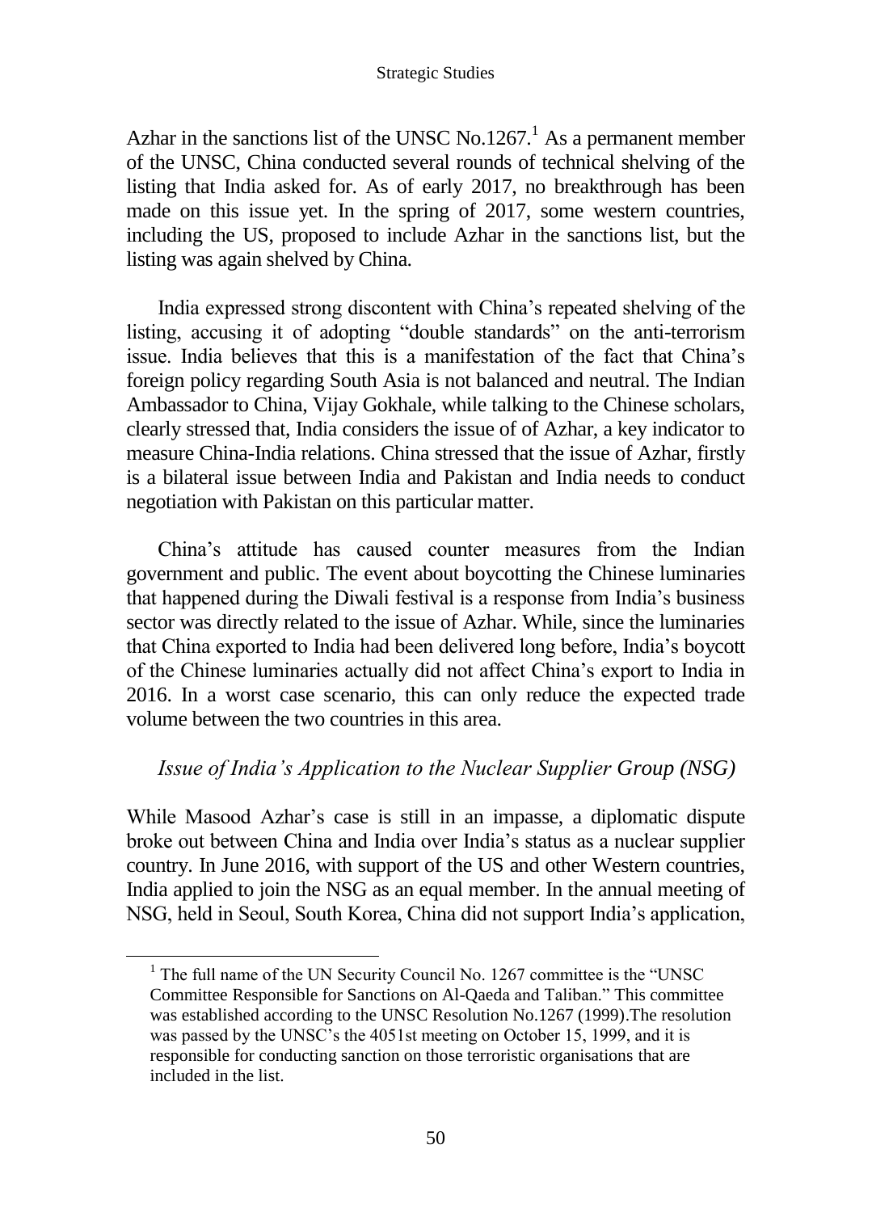Azhar in the sanctions list of the UNSC No.1267.[1] As a permanent member of the UNSC, China conducted several rounds of technical shelving of the listing that India asked for. As of early 2017, no breakthrough has been made on this issue yet. In the spring of 2017, some western countries, including the US, proposed to include Azhar in the sanctions list, but the listing was again shelved by China.

India expressed strong discontent with China's repeated shelving of the listing, accusing it of adopting "double standards" on the anti-terrorism issue. India believes that this is a manifestation of the fact that China's foreign policy regarding South Asia is not balanced and neutral. The Indian Ambassador to China, Vijay Gokhale, while talking to the Chinese scholars, clearly stressed that, India considers the issue of of Azhar, a key indicator to measure China-India relations. China stressed that the issue of Azhar, firstly is a bilateral issue between India and Pakistan and India needs to conduct negotiation with Pakistan on this particular matter.

China's attitude has caused counter measures from the Indian government and public. The event about boycotting the Chinese luminaries that happened during the Diwali festival is a response from India's business sector was directly related to the issue of Azhar. While, since the luminaries that China exported to India had been delivered long before, India's boycott of the Chinese luminaries actually did not affect China's export to India in 2016. In a worst case scenario, this can only reduce the expected trade volume between the two countries in this area.

### *Issue of India's Application to the Nuclear Supplier Group (NSG)*

While Masood Azhar's case is still in an impasse, a diplomatic dispute broke out between China and India over India's status as a nuclear supplier country. In June 2016, with support of the US and other Western countries, India applied to join the NSG as an equal member. In the annual meeting of NSG, held in Seoul, South Korea, China did not support India's application,

---

[1] The full name of the UN Security Council No. 1267 committee is the "UNSC Committee Responsible for Sanctions on Al-Qaeda and Taliban." This committee was established according to the UNSC Resolution No.1267 (1999).The resolution was passed by the UNSC's the 4051st meeting on October 15, 1999, and it is responsible for conducting sanction on those terroristic organisations that are included in the list.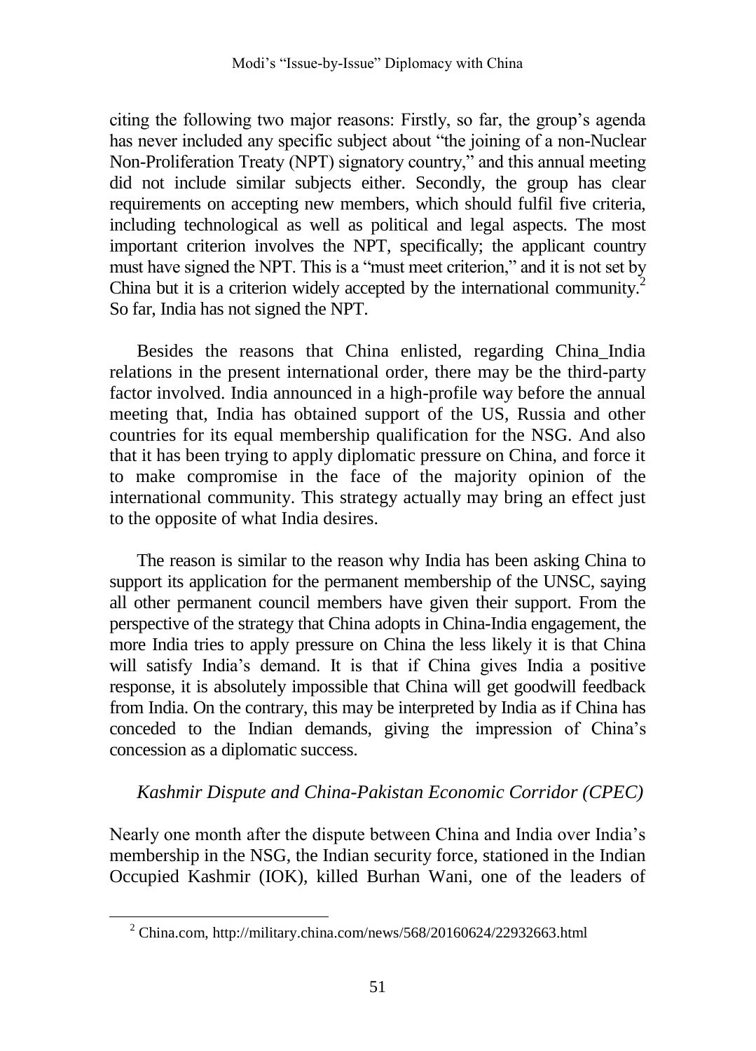citing the following two major reasons: Firstly, so far, the group's agenda has never included any specific subject about "the joining of a non-Nuclear Non-Proliferation Treaty (NPT) signatory country," and this annual meeting did not include similar subjects either. Secondly, the group has clear requirements on accepting new members, which should fulfil five criteria, including technological as well as political and legal aspects. The most important criterion involves the NPT, specifically; the applicant country must have signed the NPT. This is a "must meet criterion," and it is not set by China but it is a criterion widely accepted by the international community.[2] So far, India has not signed the NPT.

Besides the reasons that China enlisted, regarding China_India relations in the present international order, there may be the third-party factor involved. India announced in a high-profile way before the annual meeting that, India has obtained support of the US, Russia and other countries for its equal membership qualification for the NSG. And also that it has been trying to apply diplomatic pressure on China, and force it to make compromise in the face of the majority opinion of the international community. This strategy actually may bring an effect just to the opposite of what India desires.

The reason is similar to the reason why India has been asking China to support its application for the permanent membership of the UNSC, saying all other permanent council members have given their support. From the perspective of the strategy that China adopts in China-India engagement, the more India tries to apply pressure on China the less likely it is that China will satisfy India's demand. It is that if China gives India a positive response, it is absolutely impossible that China will get goodwill feedback from India. On the contrary, this may be interpreted by India as if China has conceded to the Indian demands, giving the impression of China's concession as a diplomatic success.

### *Kashmir Dispute and China-Pakistan Economic Corridor (CPEC)*

Nearly one month after the dispute between China and India over India's membership in the NSG, the Indian security force, stationed in the Indian Occupied Kashmir (IOK), killed Burhan Wani, one of the leaders of

---

[2] China.com, http://military.china.com/news/568/20160624/22932663.html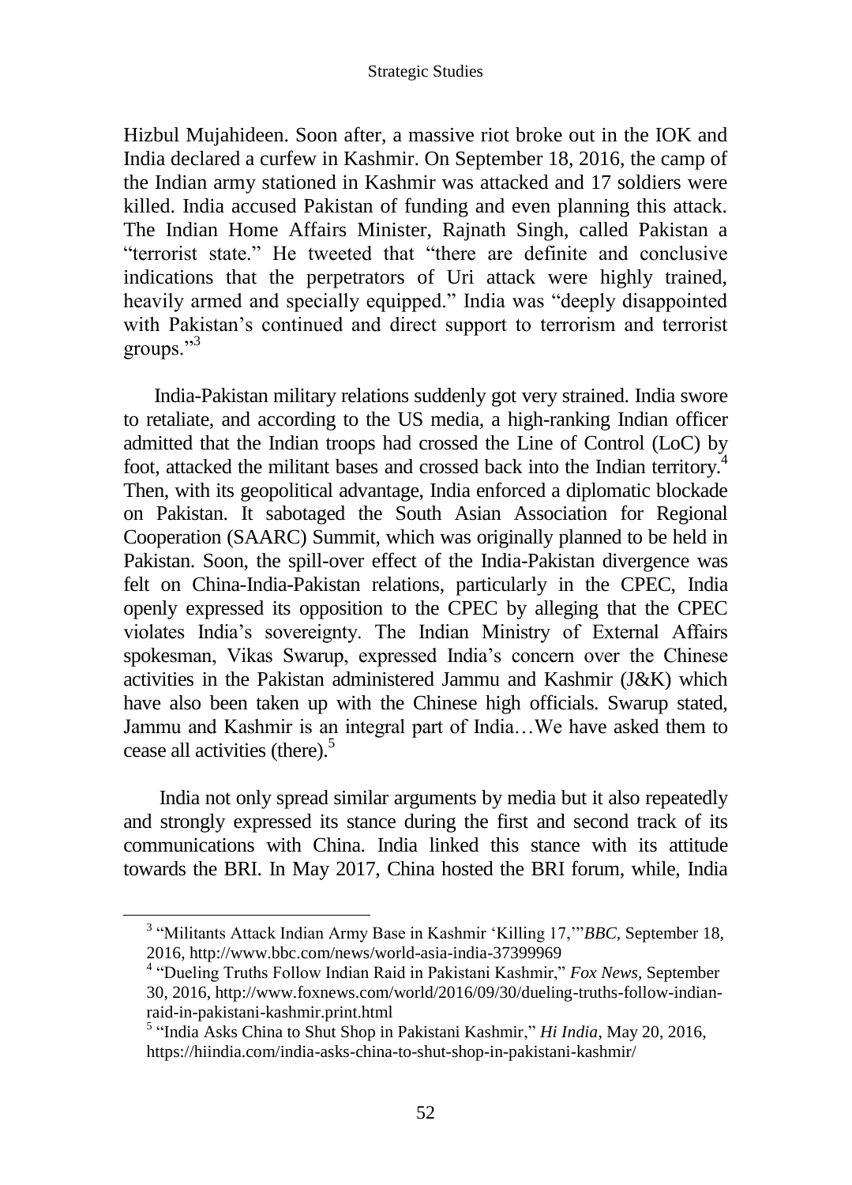Hizbul Mujahideen. Soon after, a massive riot broke out in the IOK and India declared a curfew in Kashmir. On September 18, 2016, the camp of the Indian army stationed in Kashmir was attacked and 17 soldiers were killed. India accused Pakistan of funding and even planning this attack. The Indian Home Affairs Minister, Rajnath Singh, called Pakistan a "terrorist state." He tweeted that "there are definite and conclusive indications that the perpetrators of Uri attack were highly trained, heavily armed and specially equipped." India was "deeply disappointed with Pakistan's continued and direct support to terrorism and terrorist groups."[3]

India-Pakistan military relations suddenly got very strained. India swore to retaliate, and according to the US media, a high-ranking Indian officer admitted that the Indian troops had crossed the Line of Control (LoC) by foot, attacked the militant bases and crossed back into the Indian territory.[4] Then, with its geopolitical advantage, India enforced a diplomatic blockade on Pakistan. It sabotaged the South Asian Association for Regional Cooperation (SAARC) Summit, which was originally planned to be held in Pakistan. Soon, the spill-over effect of the India-Pakistan divergence was felt on China-India-Pakistan relations, particularly in the CPEC, India openly expressed its opposition to the CPEC by alleging that the CPEC violates India's sovereignty. The Indian Ministry of External Affairs spokesman, Vikas Swarup, expressed India's concern over the Chinese activities in the Pakistan administered Jammu and Kashmir (J&K) which have also been taken up with the Chinese high officials. Swarup stated, Jammu and Kashmir is an integral part of India…We have asked them to cease all activities (there).[5]

India not only spread similar arguments by media but it also repeatedly and strongly expressed its stance during the first and second track of its communications with China. India linked this stance with its attitude towards the BRI. In May 2017, China hosted the BRI forum, while, India

---

[3] "Militants Attack Indian Army Base in Kashmir 'Killing 17,'" *BBC*, September 18, 2016, http://www.bbc.com/news/world-asia-india-37399969

[4] "Dueling Truths Follow Indian Raid in Pakistani Kashmir," *Fox News*, September 30, 2016, http://www.foxnews.com/world/2016/09/30/dueling-truths-follow-indian-raid-in-pakistani-kashmir.print.html

[5] "India Asks China to Shut Shop in Pakistani Kashmir," *Hi India*, May 20, 2016, https://hiindia.com/india-asks-china-to-shut-shop-in-pakistani-kashmir/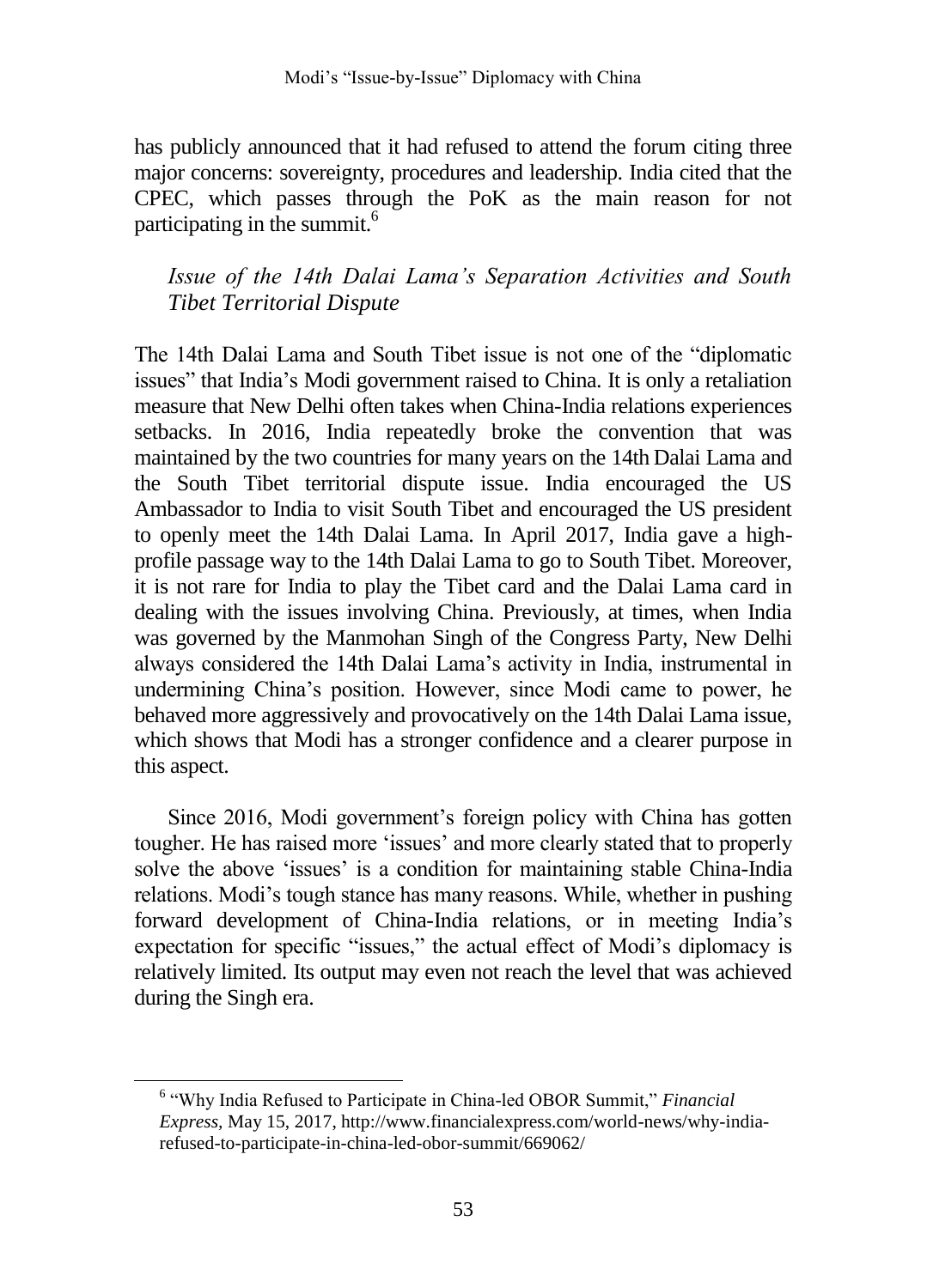has publicly announced that it had refused to attend the forum citing three major concerns: sovereignty, procedures and leadership. India cited that the CPEC, which passes through the PoK as the main reason for not participating in the summit.[6]

### *Issue of the 14th Dalai Lama's Separation Activities and South Tibet Territorial Dispute*

The 14th Dalai Lama and South Tibet issue is not one of the "diplomatic issues" that India's Modi government raised to China. It is only a retaliation measure that New Delhi often takes when China-India relations experiences setbacks. In 2016, India repeatedly broke the convention that was maintained by the two countries for many years on the 14th Dalai Lama and the South Tibet territorial dispute issue. India encouraged the US Ambassador to India to visit South Tibet and encouraged the US president to openly meet the 14th Dalai Lama. In April 2017, India gave a high-profile passage way to the 14th Dalai Lama to go to South Tibet. Moreover, it is not rare for India to play the Tibet card and the Dalai Lama card in dealing with the issues involving China. Previously, at times, when India was governed by the Manmohan Singh of the Congress Party, New Delhi always considered the 14th Dalai Lama's activity in India, instrumental in undermining China's position. However, since Modi came to power, he behaved more aggressively and provocatively on the 14th Dalai Lama issue, which shows that Modi has a stronger confidence and a clearer purpose in this aspect.

Since 2016, Modi government's foreign policy with China has gotten tougher. He has raised more 'issues' and more clearly stated that to properly solve the above 'issues' is a condition for maintaining stable China-India relations. Modi's tough stance has many reasons. While, whether in pushing forward development of China-India relations, or in meeting India's expectation for specific "issues," the actual effect of Modi's diplomacy is relatively limited. Its output may even not reach the level that was achieved during the Singh era.

---

[6] "Why India Refused to Participate in China-led OBOR Summit," *Financial Express*, May 15, 2017, http://www.financialexpress.com/world-news/why-india-refused-to-participate-in-china-led-obor-summit/669062/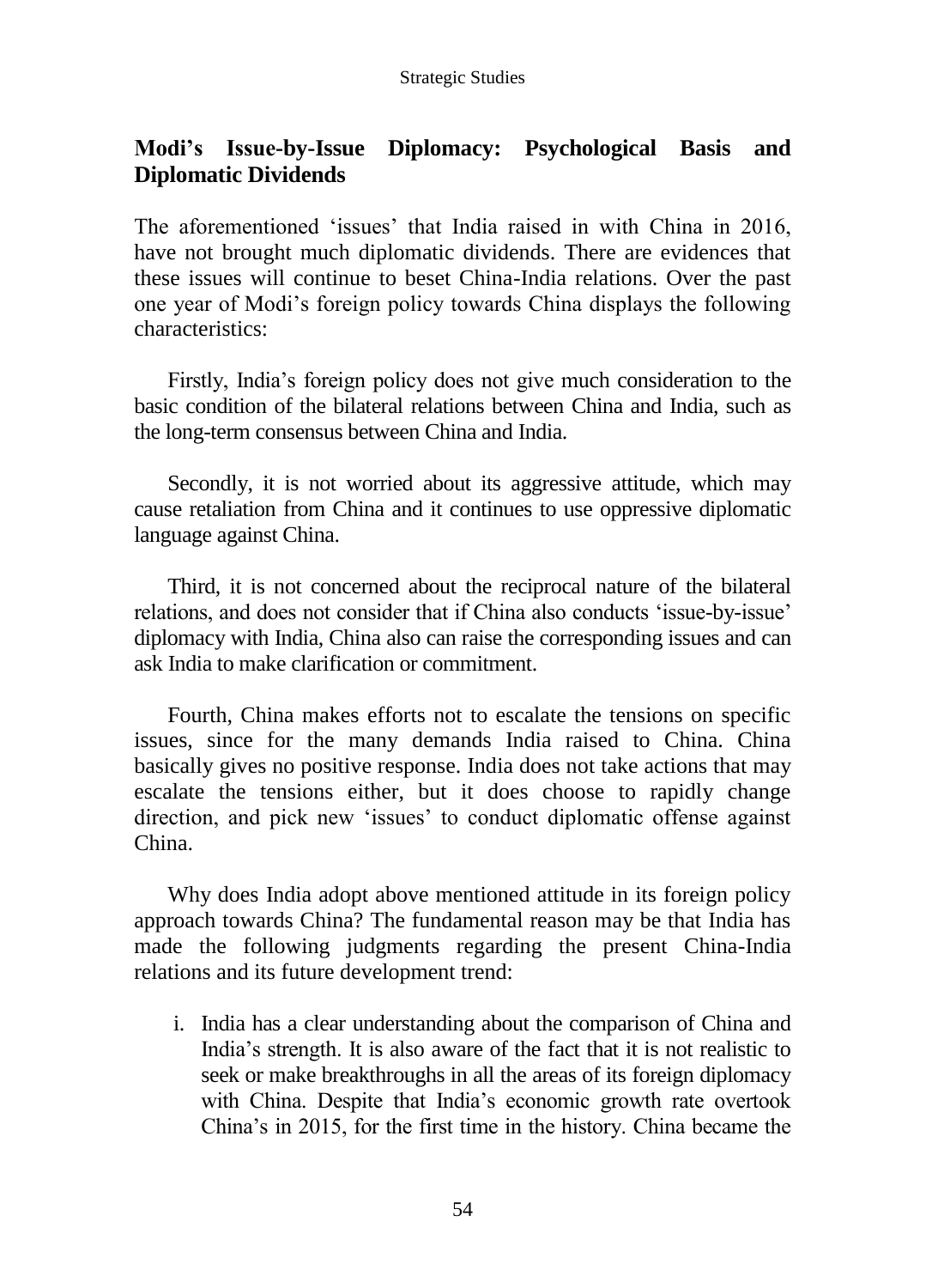## Modi's Issue-by-Issue Diplomacy: Psychological Basis and Diplomatic Dividends

The aforementioned 'issues' that India raised in with China in 2016, have not brought much diplomatic dividends. There are evidences that these issues will continue to beset China-India relations. Over the past one year of Modi's foreign policy towards China displays the following characteristics:

Firstly, India's foreign policy does not give much consideration to the basic condition of the bilateral relations between China and India, such as the long-term consensus between China and India.

Secondly, it is not worried about its aggressive attitude, which may cause retaliation from China and it continues to use oppressive diplomatic language against China.

Third, it is not concerned about the reciprocal nature of the bilateral relations, and does not consider that if China also conducts 'issue-by-issue' diplomacy with India, China also can raise the corresponding issues and can ask India to make clarification or commitment.

Fourth, China makes efforts not to escalate the tensions on specific issues, since for the many demands India raised to China. China basically gives no positive response. India does not take actions that may escalate the tensions either, but it does choose to rapidly change direction, and pick new 'issues' to conduct diplomatic offense against China.

Why does India adopt above mentioned attitude in its foreign policy approach towards China? The fundamental reason may be that India has made the following judgments regarding the present China-India relations and its future development trend:

i. India has a clear understanding about the comparison of China and India's strength. It is also aware of the fact that it is not realistic to seek or make breakthroughs in all the areas of its foreign diplomacy with China. Despite that India's economic growth rate overtook China's in 2015, for the first time in the history. China became the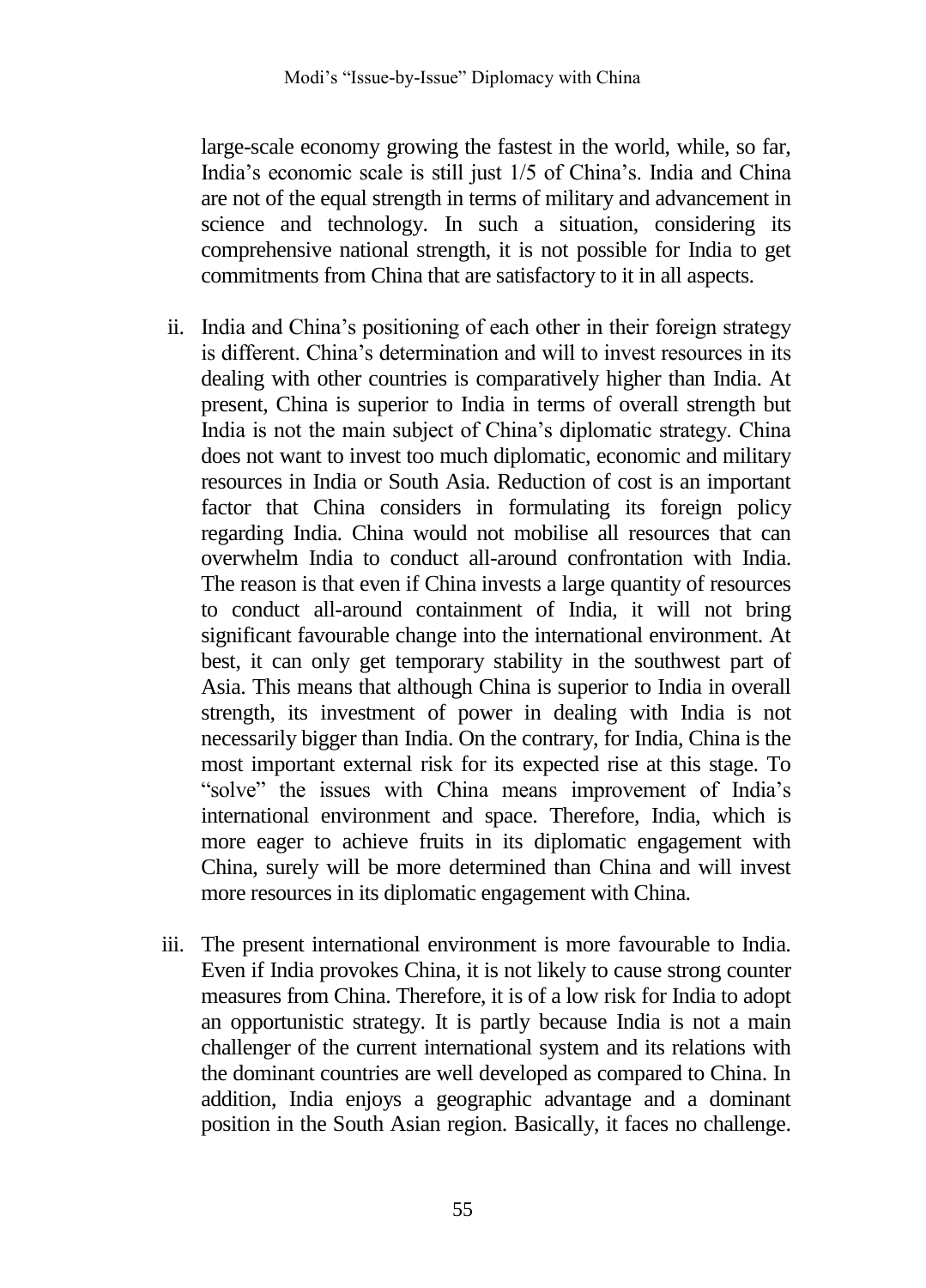large-scale economy growing the fastest in the world, while, so far, India's economic scale is still just 1/5 of China's. India and China are not of the equal strength in terms of military and advancement in science and technology. In such a situation, considering its comprehensive national strength, it is not possible for India to get commitments from China that are satisfactory to it in all aspects.

ii. India and China's positioning of each other in their foreign strategy is different. China's determination and will to invest resources in its dealing with other countries is comparatively higher than India. At present, China is superior to India in terms of overall strength but India is not the main subject of China's diplomatic strategy. China does not want to invest too much diplomatic, economic and military resources in India or South Asia. Reduction of cost is an important factor that China considers in formulating its foreign policy regarding India. China would not mobilise all resources that can overwhelm India to conduct all-around confrontation with India. The reason is that even if China invests a large quantity of resources to conduct all-around containment of India, it will not bring significant favourable change into the international environment. At best, it can only get temporary stability in the southwest part of Asia. This means that although China is superior to India in overall strength, its investment of power in dealing with India is not necessarily bigger than India. On the contrary, for India, China is the most important external risk for its expected rise at this stage. To "solve" the issues with China means improvement of India's international environment and space. Therefore, India, which is more eager to achieve fruits in its diplomatic engagement with China, surely will be more determined than China and will invest more resources in its diplomatic engagement with China.

iii. The present international environment is more favourable to India. Even if India provokes China, it is not likely to cause strong counter measures from China. Therefore, it is of a low risk for India to adopt an opportunistic strategy. It is partly because India is not a main challenger of the current international system and its relations with the dominant countries are well developed as compared to China. In addition, India enjoys a geographic advantage and a dominant position in the South Asian region. Basically, it faces no challenge.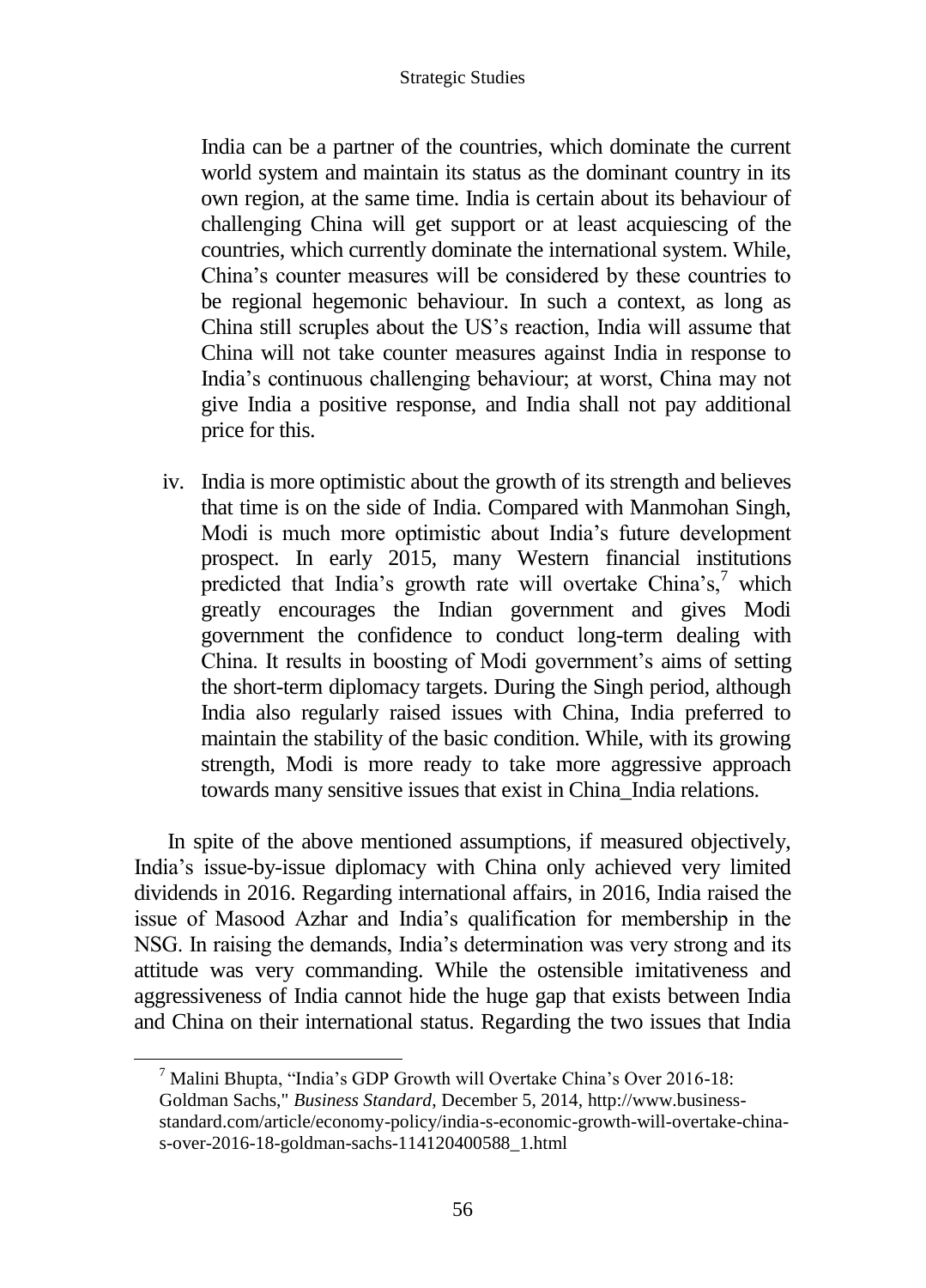India can be a partner of the countries, which dominate the current world system and maintain its status as the dominant country in its own region, at the same time. India is certain about its behaviour of challenging China will get support or at least acquiescing of the countries, which currently dominate the international system. While, China's counter measures will be considered by these countries to be regional hegemonic behaviour. In such a context, as long as China still scruples about the US's reaction, India will assume that China will not take counter measures against India in response to India's continuous challenging behaviour; at worst, China may not give India a positive response, and India shall not pay additional price for this.

iv. India is more optimistic about the growth of its strength and believes that time is on the side of India. Compared with Manmohan Singh, Modi is much more optimistic about India's future development prospect. In early 2015, many Western financial institutions predicted that India's growth rate will overtake China's,[7] which greatly encourages the Indian government and gives Modi government the confidence to conduct long-term dealing with China. It results in boosting of Modi government's aims of setting the short-term diplomacy targets. During the Singh period, although India also regularly raised issues with China, India preferred to maintain the stability of the basic condition. While, with its growing strength, Modi is more ready to take more aggressive approach towards many sensitive issues that exist in China_India relations.

In spite of the above mentioned assumptions, if measured objectively, India's issue-by-issue diplomacy with China only achieved very limited dividends in 2016. Regarding international affairs, in 2016, India raised the issue of Masood Azhar and India's qualification for membership in the NSG. In raising the demands, India's determination was very strong and its attitude was very commanding. While the ostensible imitativeness and aggressiveness of India cannot hide the huge gap that exists between India and China on their international status. Regarding the two issues that India

[7] Malini Bhupta, "India's GDP Growth will Overtake China's Over 2016-18: Goldman Sachs," *Business Standard*, December 5, 2014, http://www.business-standard.com/article/economy-policy/india-s-economic-growth-will-overtake-china-s-over-2016-18-goldman-sachs-114120400588_1.html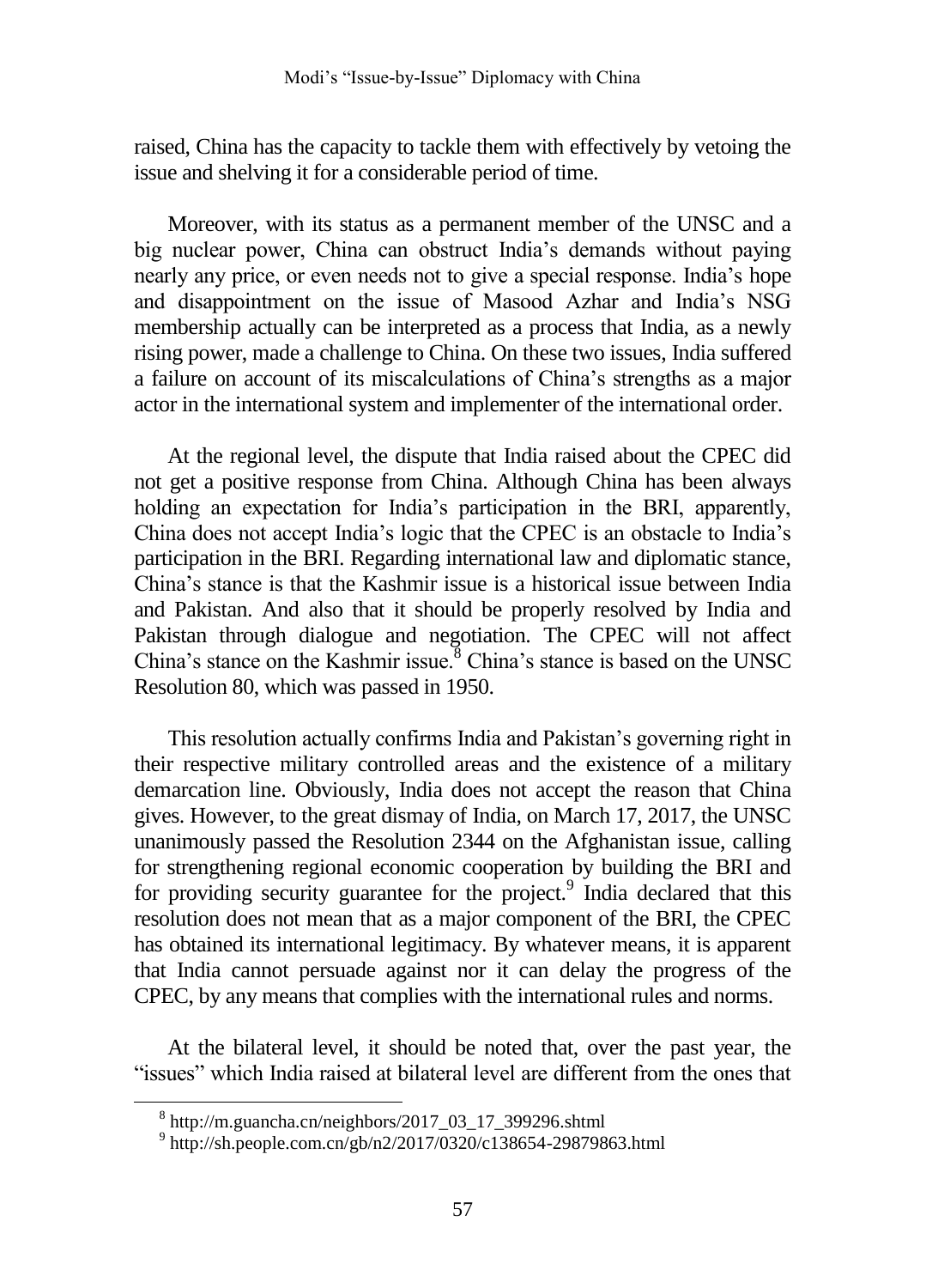raised, China has the capacity to tackle them with effectively by vetoing the issue and shelving it for a considerable period of time.

Moreover, with its status as a permanent member of the UNSC and a big nuclear power, China can obstruct India's demands without paying nearly any price, or even needs not to give a special response. India's hope and disappointment on the issue of Masood Azhar and India's NSG membership actually can be interpreted as a process that India, as a newly rising power, made a challenge to China. On these two issues, India suffered a failure on account of its miscalculations of China's strengths as a major actor in the international system and implementer of the international order.

At the regional level, the dispute that India raised about the CPEC did not get a positive response from China. Although China has been always holding an expectation for India's participation in the BRI, apparently, China does not accept India's logic that the CPEC is an obstacle to India's participation in the BRI. Regarding international law and diplomatic stance, China's stance is that the Kashmir issue is a historical issue between India and Pakistan. And also that it should be properly resolved by India and Pakistan through dialogue and negotiation. The CPEC will not affect China's stance on the Kashmir issue.[8] China's stance is based on the UNSC Resolution 80, which was passed in 1950.

This resolution actually confirms India and Pakistan's governing right in their respective military controlled areas and the existence of a military demarcation line. Obviously, India does not accept the reason that China gives. However, to the great dismay of India, on March 17, 2017, the UNSC unanimously passed the Resolution 2344 on the Afghanistan issue, calling for strengthening regional economic cooperation by building the BRI and for providing security guarantee for the project.[9] India declared that this resolution does not mean that as a major component of the BRI, the CPEC has obtained its international legitimacy. By whatever means, it is apparent that India cannot persuade against nor it can delay the progress of the CPEC, by any means that complies with the international rules and norms.

At the bilateral level, it should be noted that, over the past year, the "issues" which India raised at bilateral level are different from the ones that

[8] http://m.guancha.cn/neighbors/2017_03_17_399296.shtml

[9] http://sh.people.com.cn/gb/n2/2017/0320/c138654-29879863.html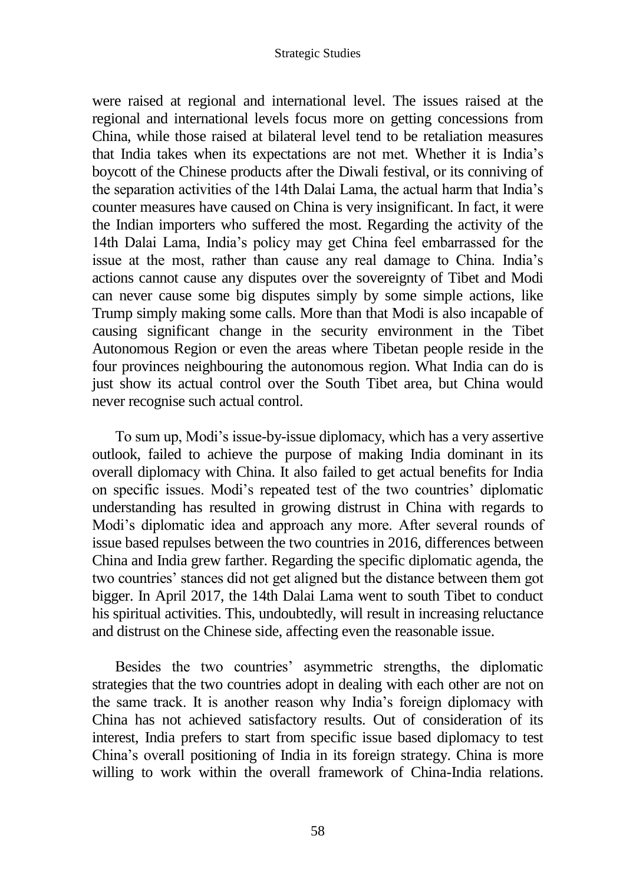were raised at regional and international level. The issues raised at the regional and international levels focus more on getting concessions from China, while those raised at bilateral level tend to be retaliation measures that India takes when its expectations are not met. Whether it is India's boycott of the Chinese products after the Diwali festival, or its conniving of the separation activities of the 14th Dalai Lama, the actual harm that India's counter measures have caused on China is very insignificant. In fact, it were the Indian importers who suffered the most. Regarding the activity of the 14th Dalai Lama, India's policy may get China feel embarrassed for the issue at the most, rather than cause any real damage to China. India's actions cannot cause any disputes over the sovereignty of Tibet and Modi can never cause some big disputes simply by some simple actions, like Trump simply making some calls. More than that Modi is also incapable of causing significant change in the security environment in the Tibet Autonomous Region or even the areas where Tibetan people reside in the four provinces neighbouring the autonomous region. What India can do is just show its actual control over the South Tibet area, but China would never recognise such actual control.

To sum up, Modi's issue-by-issue diplomacy, which has a very assertive outlook, failed to achieve the purpose of making India dominant in its overall diplomacy with China. It also failed to get actual benefits for India on specific issues. Modi's repeated test of the two countries' diplomatic understanding has resulted in growing distrust in China with regards to Modi's diplomatic idea and approach any more. After several rounds of issue based repulses between the two countries in 2016, differences between China and India grew farther. Regarding the specific diplomatic agenda, the two countries' stances did not get aligned but the distance between them got bigger. In April 2017, the 14th Dalai Lama went to south Tibet to conduct his spiritual activities. This, undoubtedly, will result in increasing reluctance and distrust on the Chinese side, affecting even the reasonable issue.

Besides the two countries' asymmetric strengths, the diplomatic strategies that the two countries adopt in dealing with each other are not on the same track. It is another reason why India's foreign diplomacy with China has not achieved satisfactory results. Out of consideration of its interest, India prefers to start from specific issue based diplomacy to test China's overall positioning of India in its foreign strategy. China is more willing to work within the overall framework of China-India relations.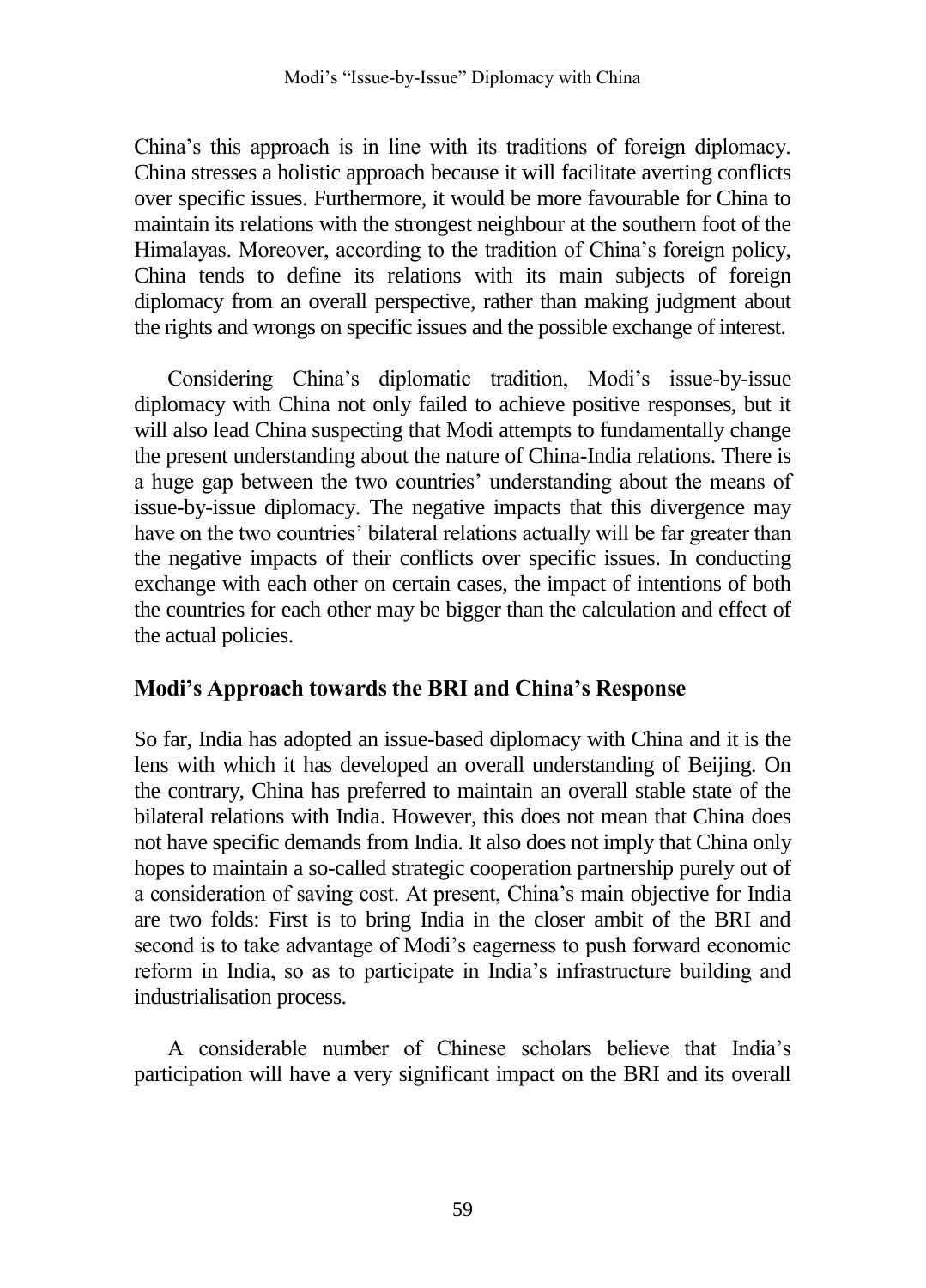China's this approach is in line with its traditions of foreign diplomacy. China stresses a holistic approach because it will facilitate averting conflicts over specific issues. Furthermore, it would be more favourable for China to maintain its relations with the strongest neighbour at the southern foot of the Himalayas. Moreover, according to the tradition of China's foreign policy, China tends to define its relations with its main subjects of foreign diplomacy from an overall perspective, rather than making judgment about the rights and wrongs on specific issues and the possible exchange of interest.

Considering China's diplomatic tradition, Modi's issue-by-issue diplomacy with China not only failed to achieve positive responses, but it will also lead China suspecting that Modi attempts to fundamentally change the present understanding about the nature of China-India relations. There is a huge gap between the two countries' understanding about the means of issue-by-issue diplomacy. The negative impacts that this divergence may have on the two countries' bilateral relations actually will be far greater than the negative impacts of their conflicts over specific issues. In conducting exchange with each other on certain cases, the impact of intentions of both the countries for each other may be bigger than the calculation and effect of the actual policies.

## Modi's Approach towards the BRI and China's Response

So far, India has adopted an issue-based diplomacy with China and it is the lens with which it has developed an overall understanding of Beijing. On the contrary, China has preferred to maintain an overall stable state of the bilateral relations with India. However, this does not mean that China does not have specific demands from India. It also does not imply that China only hopes to maintain a so-called strategic cooperation partnership purely out of a consideration of saving cost. At present, China's main objective for India are two folds: First is to bring India in the closer ambit of the BRI and second is to take advantage of Modi's eagerness to push forward economic reform in India, so as to participate in India's infrastructure building and industrialisation process.

A considerable number of Chinese scholars believe that India's participation will have a very significant impact on the BRI and its overall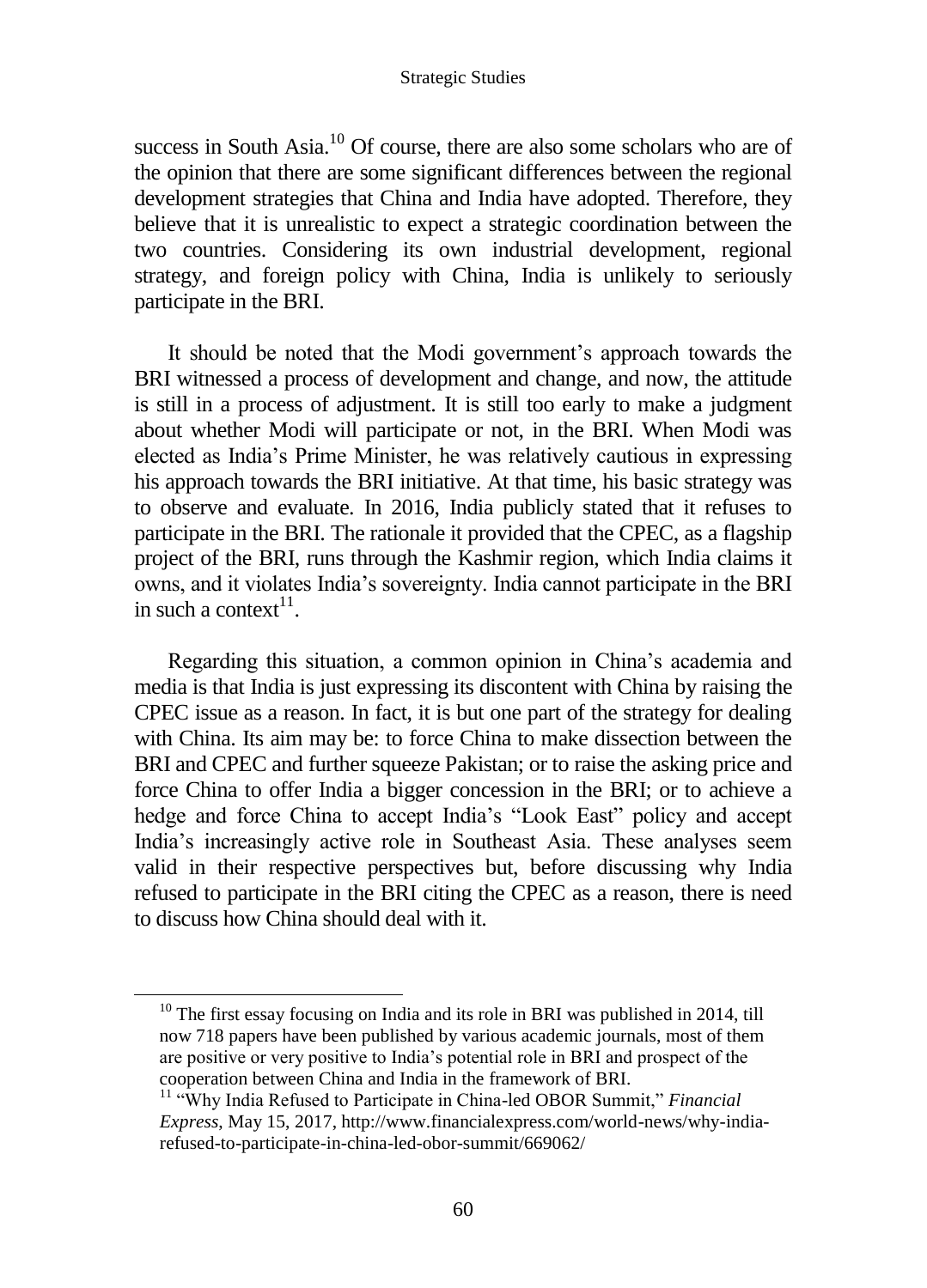success in South Asia.[10] Of course, there are also some scholars who are of the opinion that there are some significant differences between the regional development strategies that China and India have adopted. Therefore, they believe that it is unrealistic to expect a strategic coordination between the two countries. Considering its own industrial development, regional strategy, and foreign policy with China, India is unlikely to seriously participate in the BRI.

It should be noted that the Modi government's approach towards the BRI witnessed a process of development and change, and now, the attitude is still in a process of adjustment. It is still too early to make a judgment about whether Modi will participate or not, in the BRI. When Modi was elected as India's Prime Minister, he was relatively cautious in expressing his approach towards the BRI initiative. At that time, his basic strategy was to observe and evaluate. In 2016, India publicly stated that it refuses to participate in the BRI. The rationale it provided that the CPEC, as a flagship project of the BRI, runs through the Kashmir region, which India claims it owns, and it violates India's sovereignty. India cannot participate in the BRI in such a context[11].

Regarding this situation, a common opinion in China's academia and media is that India is just expressing its discontent with China by raising the CPEC issue as a reason. In fact, it is but one part of the strategy for dealing with China. Its aim may be: to force China to make dissection between the BRI and CPEC and further squeeze Pakistan; or to raise the asking price and force China to offer India a bigger concession in the BRI; or to achieve a hedge and force China to accept India's "Look East" policy and accept India's increasingly active role in Southeast Asia. These analyses seem valid in their respective perspectives but, before discussing why India refused to participate in the BRI citing the CPEC as a reason, there is need to discuss how China should deal with it.

---

[10] The first essay focusing on India and its role in BRI was published in 2014, till now 718 papers have been published by various academic journals, most of them are positive or very positive to India's potential role in BRI and prospect of the cooperation between China and India in the framework of BRI.

[11] "Why India Refused to Participate in China-led OBOR Summit," *Financial Express*, May 15, 2017, http://www.financialexpress.com/world-news/why-india-refused-to-participate-in-china-led-obor-summit/669062/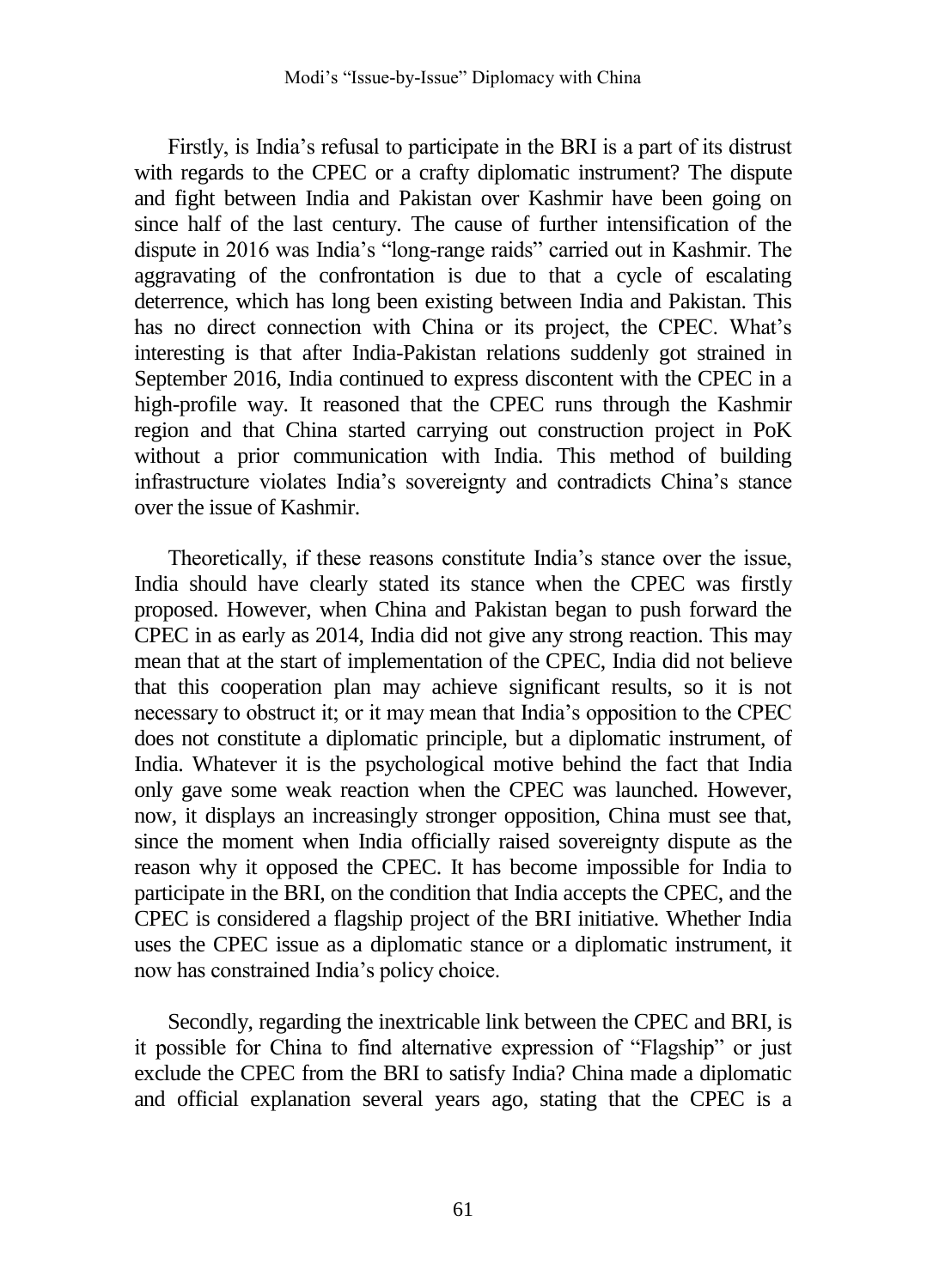Firstly, is India's refusal to participate in the BRI is a part of its distrust with regards to the CPEC or a crafty diplomatic instrument? The dispute and fight between India and Pakistan over Kashmir have been going on since half of the last century. The cause of further intensification of the dispute in 2016 was India's "long-range raids" carried out in Kashmir. The aggravating of the confrontation is due to that a cycle of escalating deterrence, which has long been existing between India and Pakistan. This has no direct connection with China or its project, the CPEC. What's interesting is that after India-Pakistan relations suddenly got strained in September 2016, India continued to express discontent with the CPEC in a high-profile way. It reasoned that the CPEC runs through the Kashmir region and that China started carrying out construction project in PoK without a prior communication with India. This method of building infrastructure violates India's sovereignty and contradicts China's stance over the issue of Kashmir.

Theoretically, if these reasons constitute India's stance over the issue, India should have clearly stated its stance when the CPEC was firstly proposed. However, when China and Pakistan began to push forward the CPEC in as early as 2014, India did not give any strong reaction. This may mean that at the start of implementation of the CPEC, India did not believe that this cooperation plan may achieve significant results, so it is not necessary to obstruct it; or it may mean that India's opposition to the CPEC does not constitute a diplomatic principle, but a diplomatic instrument, of India. Whatever it is the psychological motive behind the fact that India only gave some weak reaction when the CPEC was launched. However, now, it displays an increasingly stronger opposition, China must see that, since the moment when India officially raised sovereignty dispute as the reason why it opposed the CPEC. It has become impossible for India to participate in the BRI, on the condition that India accepts the CPEC, and the CPEC is considered a flagship project of the BRI initiative. Whether India uses the CPEC issue as a diplomatic stance or a diplomatic instrument, it now has constrained India's policy choice.

Secondly, regarding the inextricable link between the CPEC and BRI, is it possible for China to find alternative expression of "Flagship" or just exclude the CPEC from the BRI to satisfy India? China made a diplomatic and official explanation several years ago, stating that the CPEC is a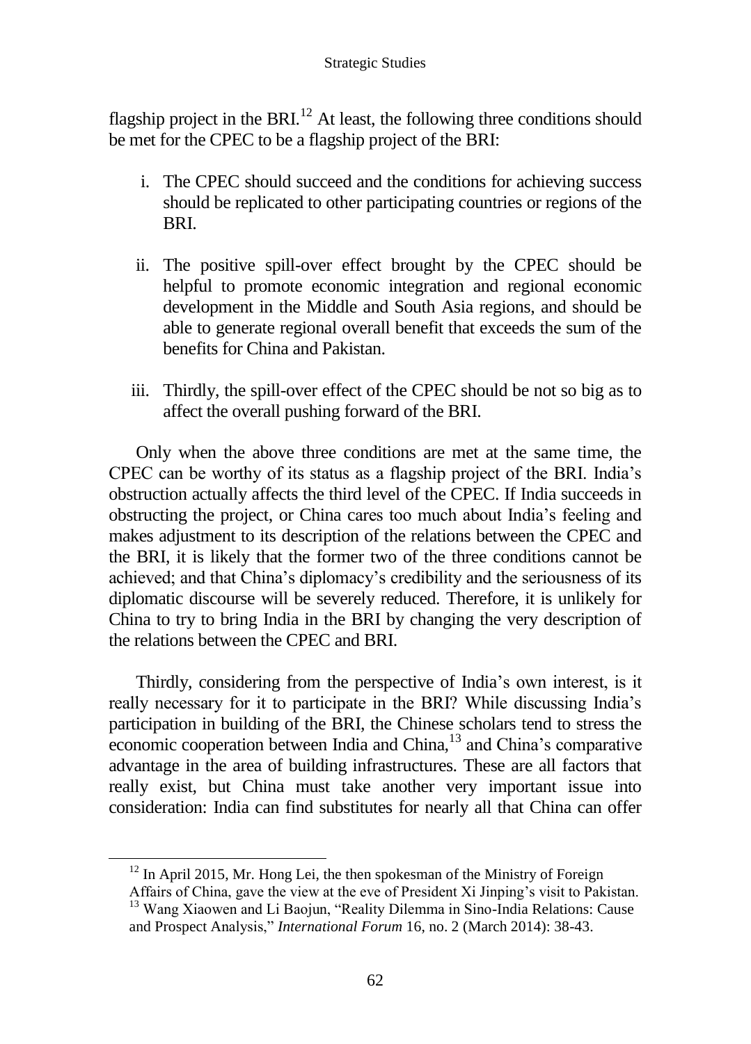flagship project in the BRI.[12] At least, the following three conditions should be met for the CPEC to be a flagship project of the BRI:

i. The CPEC should succeed and the conditions for achieving success should be replicated to other participating countries or regions of the BRI.

ii. The positive spill-over effect brought by the CPEC should be helpful to promote economic integration and regional economic development in the Middle and South Asia regions, and should be able to generate regional overall benefit that exceeds the sum of the benefits for China and Pakistan.

iii. Thirdly, the spill-over effect of the CPEC should be not so big as to affect the overall pushing forward of the BRI.

Only when the above three conditions are met at the same time, the CPEC can be worthy of its status as a flagship project of the BRI. India's obstruction actually affects the third level of the CPEC. If India succeeds in obstructing the project, or China cares too much about India's feeling and makes adjustment to its description of the relations between the CPEC and the BRI, it is likely that the former two of the three conditions cannot be achieved; and that China's diplomacy's credibility and the seriousness of its diplomatic discourse will be severely reduced. Therefore, it is unlikely for China to try to bring India in the BRI by changing the very description of the relations between the CPEC and BRI.

Thirdly, considering from the perspective of India's own interest, is it really necessary for it to participate in the BRI? While discussing India's participation in building of the BRI, the Chinese scholars tend to stress the economic cooperation between India and China,[13] and China's comparative advantage in the area of building infrastructures. These are all factors that really exist, but China must take another very important issue into consideration: India can find substitutes for nearly all that China can offer

---

[12] In April 2015, Mr. Hong Lei, the then spokesman of the Ministry of Foreign Affairs of China, gave the view at the eve of President Xi Jinping's visit to Pakistan.

[13] Wang Xiaowen and Li Baojun, "Reality Dilemma in Sino-India Relations: Cause and Prospect Analysis," *International Forum* 16, no. 2 (March 2014): 38-43.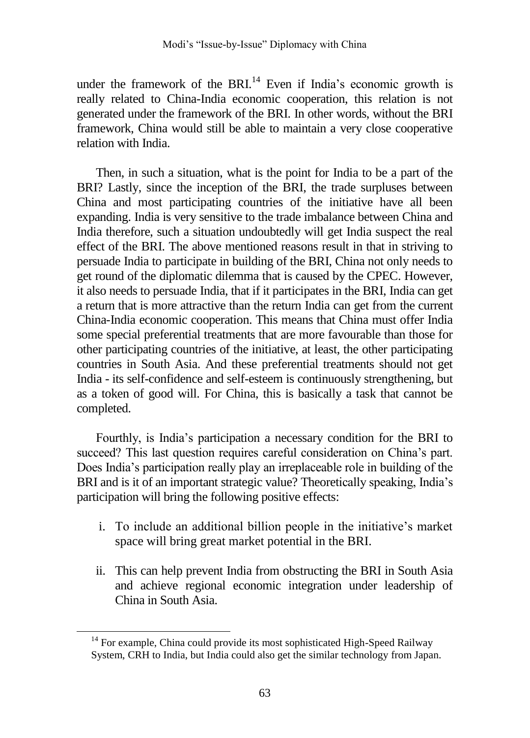under the framework of the BRI.[14] Even if India's economic growth is really related to China-India economic cooperation, this relation is not generated under the framework of the BRI. In other words, without the BRI framework, China would still be able to maintain a very close cooperative relation with India.

Then, in such a situation, what is the point for India to be a part of the BRI? Lastly, since the inception of the BRI, the trade surpluses between China and most participating countries of the initiative have all been expanding. India is very sensitive to the trade imbalance between China and India therefore, such a situation undoubtedly will get India suspect the real effect of the BRI. The above mentioned reasons result in that in striving to persuade India to participate in building of the BRI, China not only needs to get round of the diplomatic dilemma that is caused by the CPEC. However, it also needs to persuade India, that if it participates in the BRI, India can get a return that is more attractive than the return India can get from the current China-India economic cooperation. This means that China must offer India some special preferential treatments that are more favourable than those for other participating countries of the initiative, at least, the other participating countries in South Asia. And these preferential treatments should not get India - its self-confidence and self-esteem is continuously strengthening, but as a token of good will. For China, this is basically a task that cannot be completed.

Fourthly, is India's participation a necessary condition for the BRI to succeed? This last question requires careful consideration on China's part. Does India's participation really play an irreplaceable role in building of the BRI and is it of an important strategic value? Theoretically speaking, India's participation will bring the following positive effects:

i. To include an additional billion people in the initiative's market space will bring great market potential in the BRI.

ii. This can help prevent India from obstructing the BRI in South Asia and achieve regional economic integration under leadership of China in South Asia.

[14] For example, China could provide its most sophisticated High-Speed Railway System, CRH to India, but India could also get the similar technology from Japan.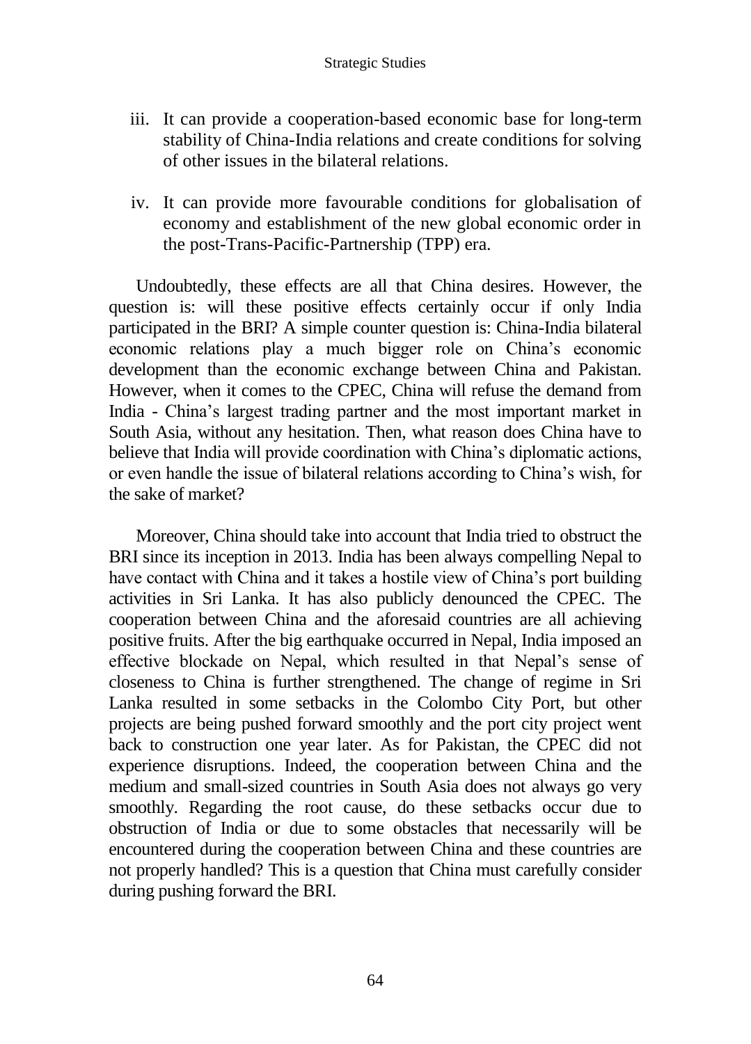iii. It can provide a cooperation-based economic base for long-term stability of China-India relations and create conditions for solving of other issues in the bilateral relations.

iv. It can provide more favourable conditions for globalisation of economy and establishment of the new global economic order in the post-Trans-Pacific-Partnership (TPP) era.

Undoubtedly, these effects are all that China desires. However, the question is: will these positive effects certainly occur if only India participated in the BRI? A simple counter question is: China-India bilateral economic relations play a much bigger role on China's economic development than the economic exchange between China and Pakistan. However, when it comes to the CPEC, China will refuse the demand from India - China's largest trading partner and the most important market in South Asia, without any hesitation. Then, what reason does China have to believe that India will provide coordination with China's diplomatic actions, or even handle the issue of bilateral relations according to China's wish, for the sake of market?

Moreover, China should take into account that India tried to obstruct the BRI since its inception in 2013. India has been always compelling Nepal to have contact with China and it takes a hostile view of China's port building activities in Sri Lanka. It has also publicly denounced the CPEC. The cooperation between China and the aforesaid countries are all achieving positive fruits. After the big earthquake occurred in Nepal, India imposed an effective blockade on Nepal, which resulted in that Nepal's sense of closeness to China is further strengthened. The change of regime in Sri Lanka resulted in some setbacks in the Colombo City Port, but other projects are being pushed forward smoothly and the port city project went back to construction one year later. As for Pakistan, the CPEC did not experience disruptions. Indeed, the cooperation between China and the medium and small-sized countries in South Asia does not always go very smoothly. Regarding the root cause, do these setbacks occur due to obstruction of India or due to some obstacles that necessarily will be encountered during the cooperation between China and these countries are not properly handled? This is a question that China must carefully consider during pushing forward the BRI.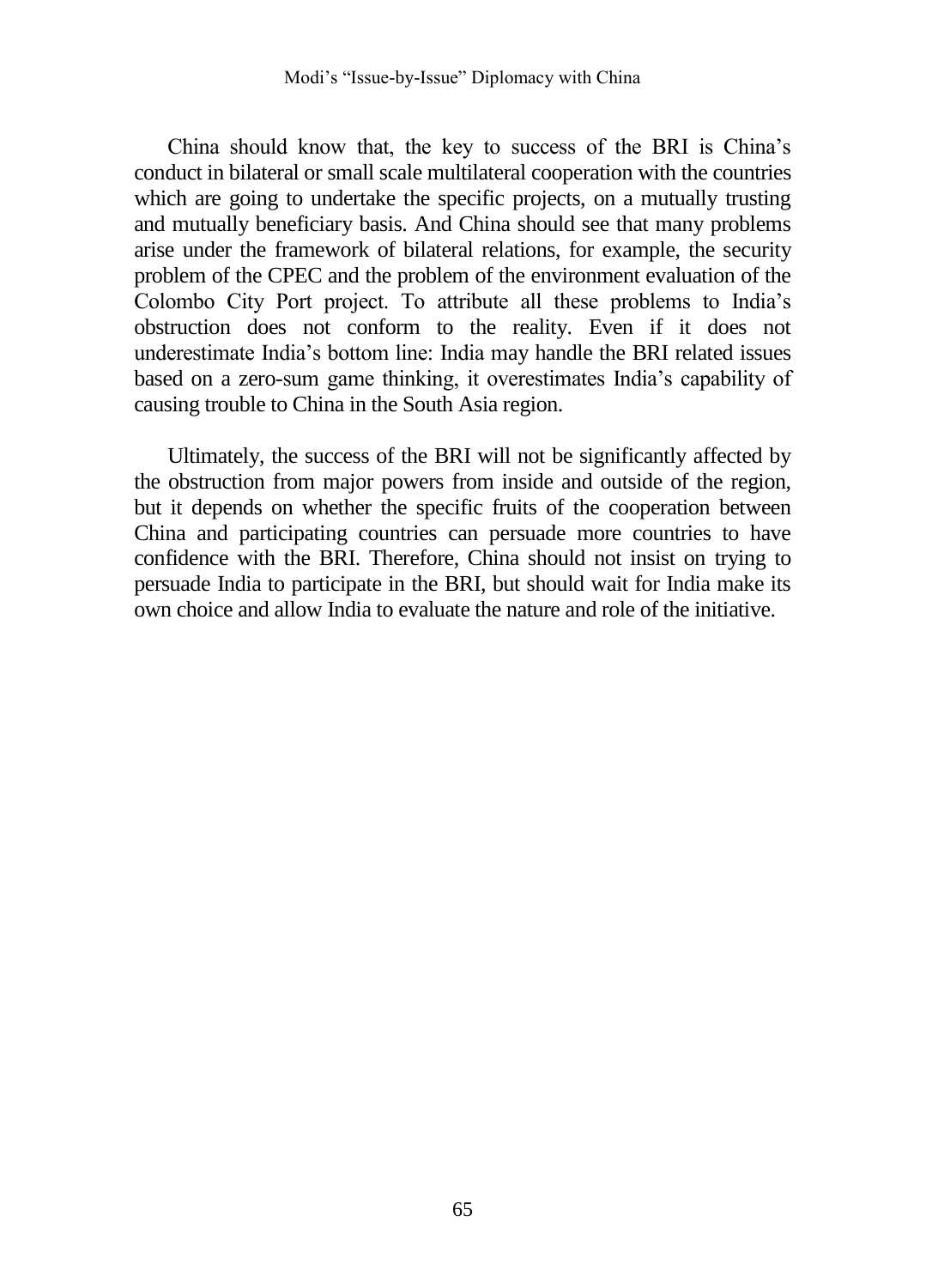China should know that, the key to success of the BRI is China's conduct in bilateral or small scale multilateral cooperation with the countries which are going to undertake the specific projects, on a mutually trusting and mutually beneficiary basis. And China should see that many problems arise under the framework of bilateral relations, for example, the security problem of the CPEC and the problem of the environment evaluation of the Colombo City Port project. To attribute all these problems to India's obstruction does not conform to the reality. Even if it does not underestimate India's bottom line: India may handle the BRI related issues based on a zero-sum game thinking, it overestimates India's capability of causing trouble to China in the South Asia region.

Ultimately, the success of the BRI will not be significantly affected by the obstruction from major powers from inside and outside of the region, but it depends on whether the specific fruits of the cooperation between China and participating countries can persuade more countries to have confidence with the BRI. Therefore, China should not insist on trying to persuade India to participate in the BRI, but should wait for India make its own choice and allow India to evaluate the nature and role of the initiative.